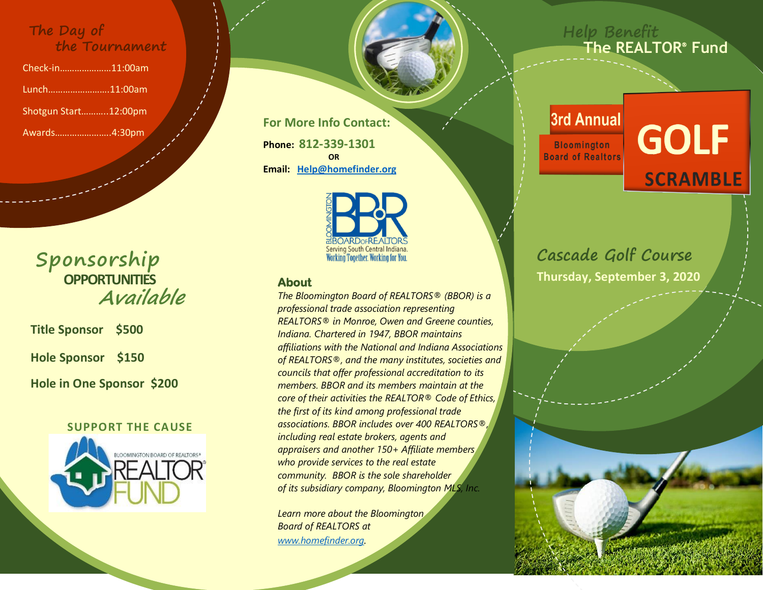## The Day of the Tournament

Check-in.....................11:00am

Lunch.........................11:00am

Shotgun Start...........12:00pm

Awards.......................4:30pm

## Sponsorship OPPORTUNITIES Available

**Title Sponsor $500**

**Hole Sponsor $150**

**Hole in One Sponsor $200**

**SUPPORT THE CAUSE**

BLOOMINGTON BOARD OF REALTORS® REALTOR® FUND

**For More Info Contact:**

**Phone: 812-339-1301**

**OR**

**Email: [Help@homefinder.org](mailto:Help@homefinder.org)**

BLOOMINGTON BOARD OF REALTORS
Serving South Central Indiana.
Working Together. Working for You.

### About

*The Bloomington Board of REALTORS® (BBOR) is a professional trade association representing REALTORS® in Monroe, Owen and Greene counties, Indiana. Chartered in 1947, BBOR maintains affiliations with the National and Indiana Associations of REALTORS®, and the many institutes, societies and councils that offer professional accreditation to its members. BBOR and its members maintain at the core of their activities the REALTOR® Code of Ethics, the first of its kind among professional trade associations. BBOR includes over 400 REALTORS®, including real estate brokers, agents and appraisers and another 150+ Affiliate members who provide services to the real estate community. BBOR is the sole shareholder of its subsidiary company, Bloomington MLS, Inc.*

*Learn more about the Bloomington Board of REALTORS at [www.homefinder.org](http://www.homefinder.org).*

## Help Benefit The REALTOR® Fund

# 3rd Annual Bloomington Board of Realtors GOLF SCRAMBLE

## Cascade Golf Course

**Thursday, September 3, 2020**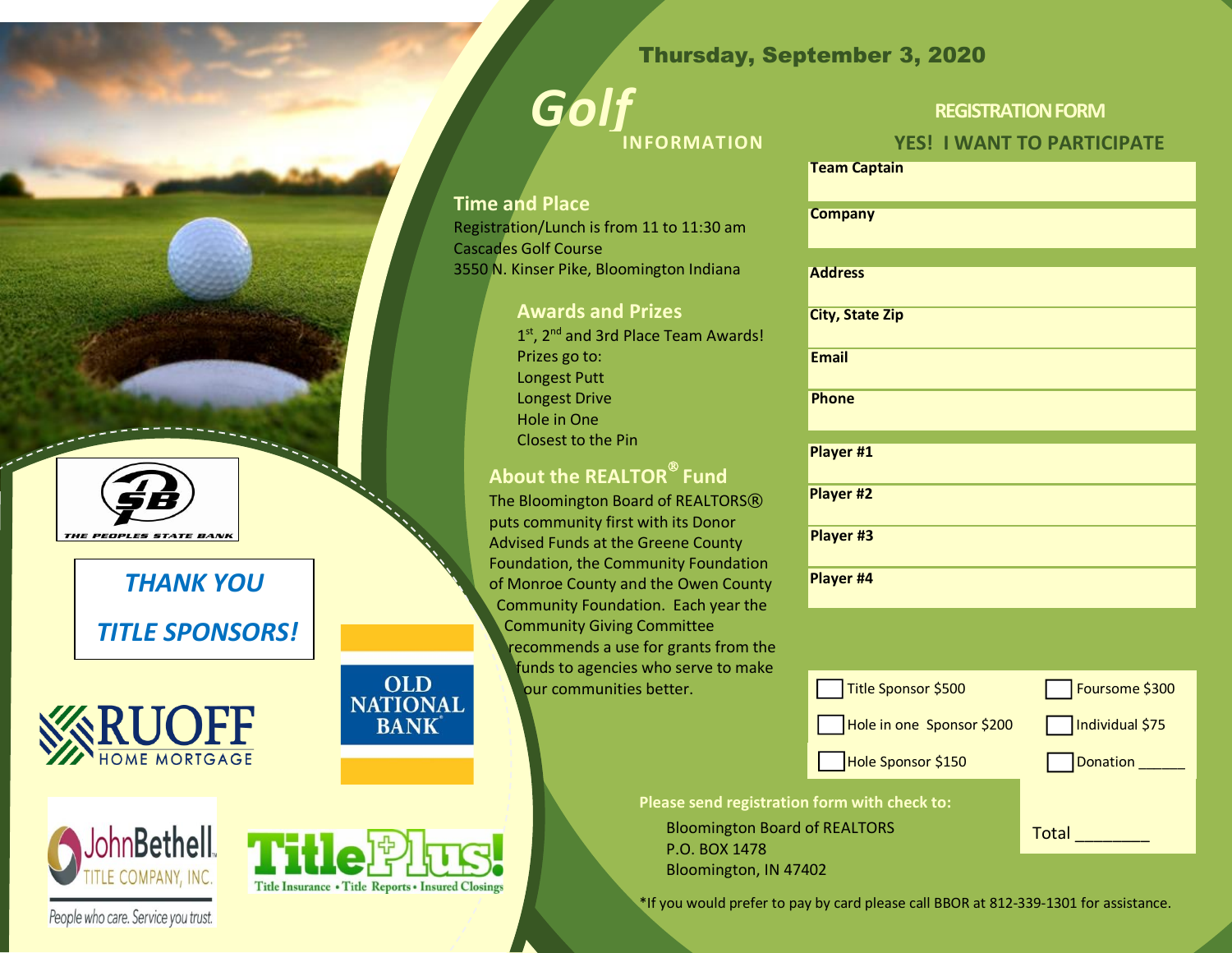Thursday, September 3, 2020

# Golf

## INFORMATION

### Time and Place

Registration/Lunch is from 11 to 11:30 am
Cascades Golf Course
3550 N. Kinser Pike, Bloomington Indiana

### Awards and Prizes

1st, 2nd and 3rd Place Team Awards!
Prizes go to:
Longest Putt
Longest Drive
Hole in One
Closest to the Pin

### About the REALTOR® Fund

The Bloomington Board of REALTORS® puts community first with its Donor Advised Funds at the Greene County Foundation, the Community Foundation of Monroe County and the Owen County Community Foundation. Each year the Community Giving Committee recommends a use for grants from the funds to agencies who serve to make our communities better.

THE PEOPLES STATE BANK

***THANK YOU***

***TITLE SPONSORS!***

RUOFF HOME MORTGAGE

OLD NATIONAL BANK

JohnBethell TITLE COMPANY, INC.
People who care. Service you trust.

TitlePlus!
Title Insurance • Title Reports • Insured Closings

## REGISTRATION FORM

### YES! I WANT TO PARTICIPATE

**Team Captain**

**Company**

**Address**

**City, State Zip**

**Email**

**Phone**

**Player #1**

**Player #2**

**Player #3**

**Player #4**

| | |
|---|---|
| ☐ Title Sponsor $500 | ☐ Foursome $300 |
| ☐ Hole in one Sponsor $200 | ☐ Individual $75 |
| ☐ Hole Sponsor $150 | ☐ Donation ______ |

**Please send registration form with check to:**

Bloomington Board of REALTORS
P.O. BOX 1478
Bloomington, IN 47402

Total ________

*If you would prefer to pay by card please call BBOR at 812-339-1301 for assistance.